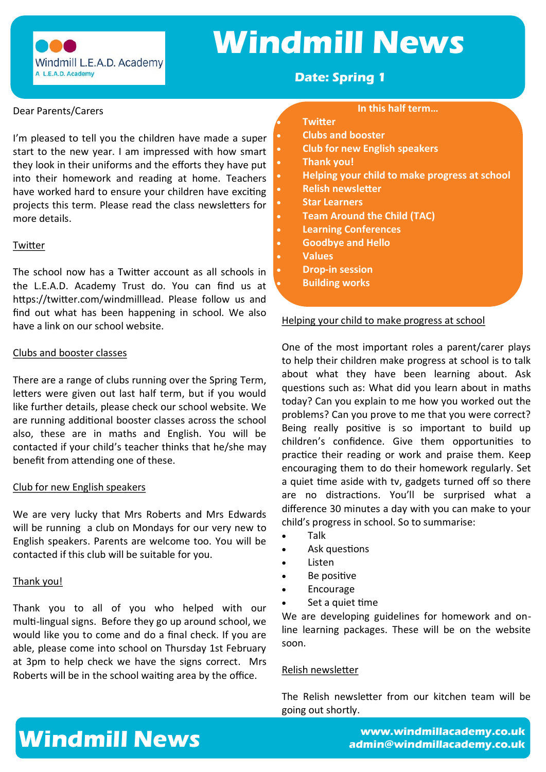# Windmill News

Windmill L.E.A.D. Academy
A L.E.A.D. Academy

**Date: Spring 1**

Dear Parents/Carers

I'm pleased to tell you the children have made a super start to the new year. I am impressed with how smart they look in their uniforms and the efforts they have put into their homework and reading at home. Teachers have worked hard to ensure your children have exciting projects this term. Please read the class newsletters for more details.

**In this half term…**

- Twitter
- Clubs and booster
- Club for new English speakers
- Thank you!
- Helping your child to make progress at school
- Relish newsletter
- Star Learners
- Team Around the Child (TAC)
- Learning Conferences
- Goodbye and Hello
- Values
- Drop-in session
- Building works

## Twitter

The school now has a Twitter account as all schools in the L.E.A.D. Academy Trust do. You can find us at https://twitter.com/windmilllead. Please follow us and find out what has been happening in school. We also have a link on our school website.

## Clubs and booster classes

There are a range of clubs running over the Spring Term, letters were given out last half term, but if you would like further details, please check our school website. We are running additional booster classes across the school also, these are in maths and English. You will be contacted if your child's teacher thinks that he/she may benefit from attending one of these.

## Club for new English speakers

We are very lucky that Mrs Roberts and Mrs Edwards will be running a club on Mondays for our very new to English speakers. Parents are welcome too. You will be contacted if this club will be suitable for you.

## Thank you!

Thank you to all of you who helped with our multi-lingual signs. Before they go up around school, we would like you to come and do a final check. If you are able, please come into school on Thursday 1st February at 3pm to help check we have the signs correct. Mrs Roberts will be in the school waiting area by the office.

## Helping your child to make progress at school

One of the most important roles a parent/carer plays to help their children make progress at school is to talk about what they have been learning about. Ask questions such as: What did you learn about in maths today? Can you explain to me how you worked out the problems? Can you prove to me that you were correct? Being really positive is so important to build up children's confidence. Give them opportunities to practice their reading or work and praise them. Keep encouraging them to do their homework regularly. Set a quiet time aside with tv, gadgets turned off so there are no distractions. You'll be surprised what a difference 30 minutes a day with you can make to your child's progress in school. So to summarise:

- Talk
- Ask questions
- Listen
- Be positive
- Encourage
- Set a quiet time

We are developing guidelines for homework and on-line learning packages. These will be on the website soon.

## Relish newsletter

The Relish newsletter from our kitchen team will be going out shortly.

**Windmill News**

www.windmillacademy.co.uk
admin@windmillacademy.co.uk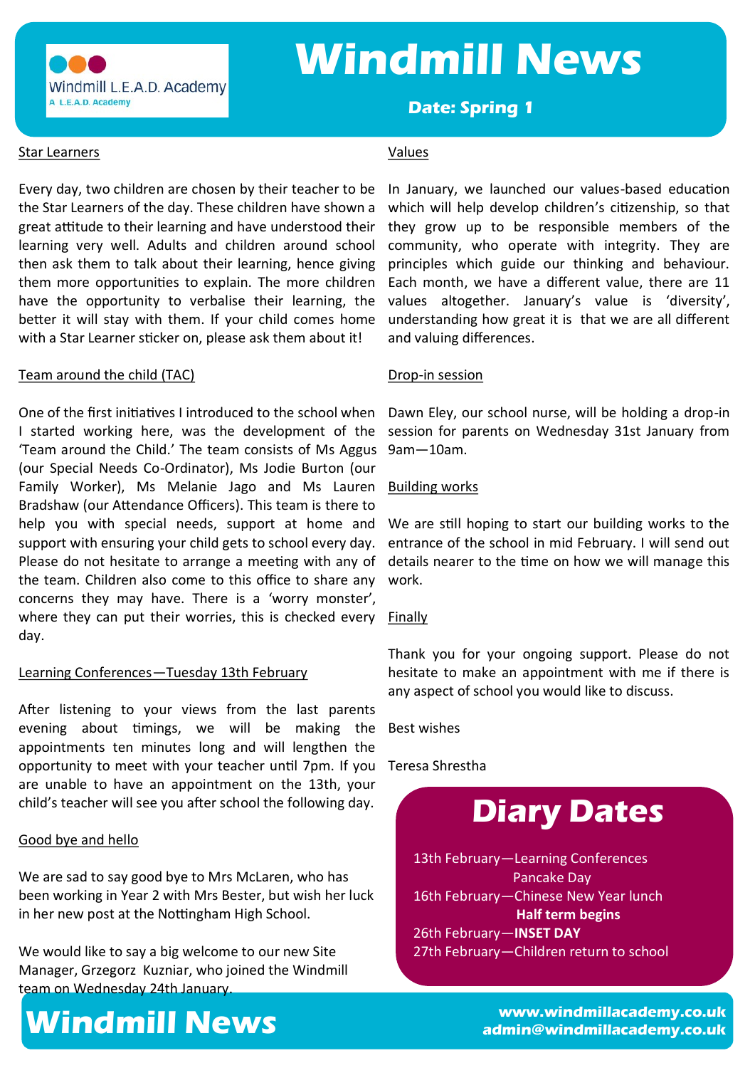# Windmill News

Windmill L.E.A.D. Academy
A L.E.A.D. Academy

**Date: Spring 1**

## Star Learners

Every day, two children are chosen by their teacher to be the Star Learners of the day. These children have shown a great attitude to their learning and have understood their learning very well. Adults and children around school then ask them to talk about their learning, hence giving them more opportunities to explain. The more children have the opportunity to verbalise their learning, the better it will stay with them. If your child comes home with a Star Learner sticker on, please ask them about it!

## Team around the child (TAC)

One of the first initiatives I introduced to the school when I started working here, was the development of the 'Team around the Child.' The team consists of Ms Aggus (our Special Needs Co-Ordinator), Ms Jodie Burton (our Family Worker), Ms Melanie Jago and Ms Lauren Bradshaw (our Attendance Officers). This team is there to help you with special needs, support at home and support with ensuring your child gets to school every day. Please do not hesitate to arrange a meeting with any of the team. Children also come to this office to share any concerns they may have. There is a 'worry monster', where they can put their worries, this is checked every day.

## Learning Conferences—Tuesday 13th February

After listening to your views from the last parents evening about timings, we will be making the appointments ten minutes long and will lengthen the opportunity to meet with your teacher until 7pm. If you are unable to have an appointment on the 13th, your child's teacher will see you after school the following day.

## Good bye and hello

We are sad to say good bye to Mrs McLaren, who has been working in Year 2 with Mrs Bester, but wish her luck in her new post at the Nottingham High School.

We would like to say a big welcome to our new Site Manager, Grzegorz Kuzniar, who joined the Windmill team on Wednesday 24th January.

## Values

In January, we launched our values-based education which will help develop children's citizenship, so that they grow up to be responsible members of the community, who operate with integrity. They are principles which guide our thinking and behaviour. Each month, we have a different value, there are 11 values altogether. January's value is 'diversity', understanding how great it is that we are all different and valuing differences.

## Drop-in session

Dawn Eley, our school nurse, will be holding a drop-in session for parents on Wednesday 31st January from 9am—10am.

## Building works

We are still hoping to start our building works to the entrance of the school in mid February. I will send out details nearer to the time on how we will manage this work.

## Finally

Thank you for your ongoing support. Please do not hesitate to make an appointment with me if there is any aspect of school you would like to discuss.

Best wishes

Teresa Shrestha

# Diary Dates

13th February—Learning Conferences
Pancake Day
16th February—Chinese New Year lunch
**Half term begins**
26th February—**INSET DAY**
27th February—Children return to school

# Windmill News

www.windmillacademy.co.uk
admin@windmillacademy.co.uk